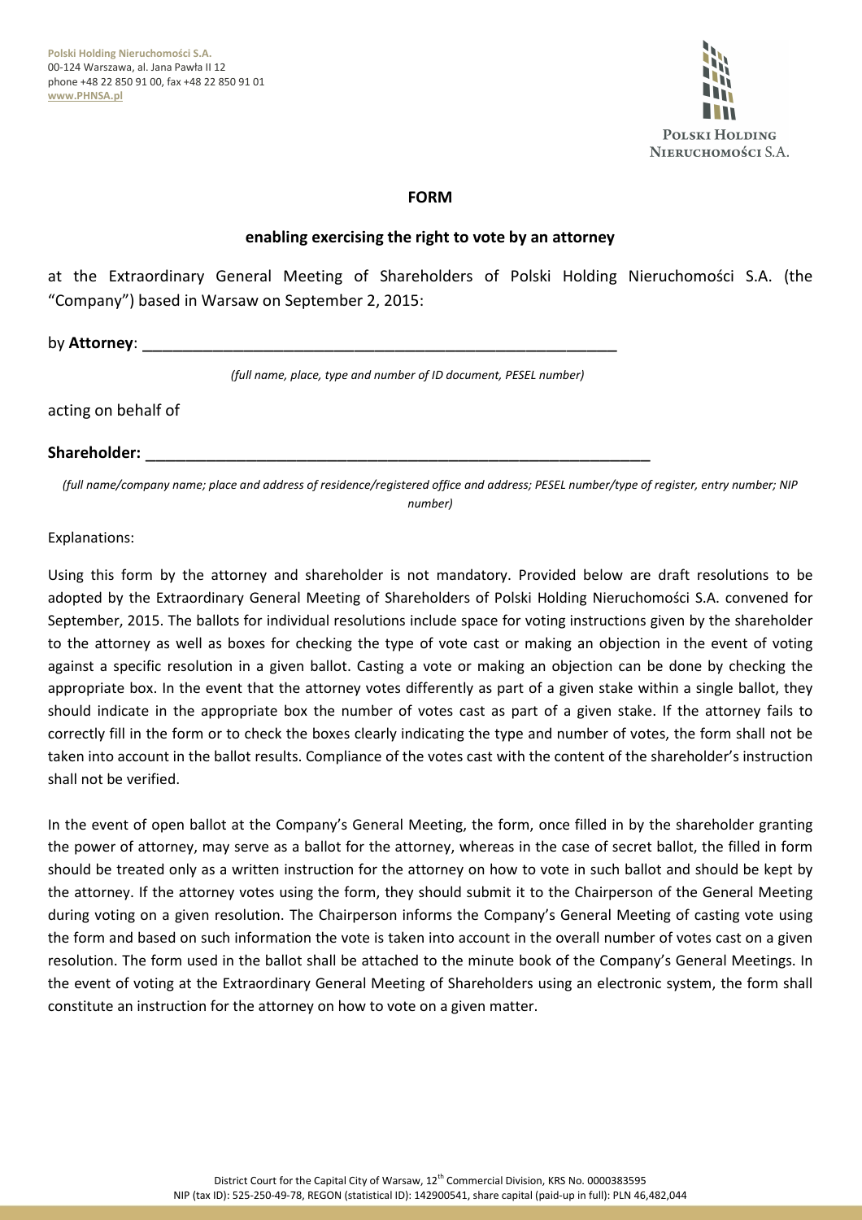Polski Holding Nieruchomości S.A.
00-124 Warszawa, al. Jana Pawła II 12
phone +48 22 850 91 00, fax +48 22 850 91 01
www.PHNSA.pl

**FORM**

**enabling exercising the right to vote by an attorney**

at the Extraordinary General Meeting of Shareholders of Polski Holding Nieruchomości S.A. (the "Company") based in Warsaw on September 2, 2015:

by **Attorney**: ________________________________________________________

*(full name, place, type and number of ID document, PESEL number)*

acting on behalf of

**Shareholder:** ______________________________________________________________

*(full name/company name; place and address of residence/registered office and address; PESEL number/type of register, entry number; NIP number)*

Explanations:

Using this form by the attorney and shareholder is not mandatory. Provided below are draft resolutions to be adopted by the Extraordinary General Meeting of Shareholders of Polski Holding Nieruchomości S.A. convened for September, 2015. The ballots for individual resolutions include space for voting instructions given by the shareholder to the attorney as well as boxes for checking the type of vote cast or making an objection in the event of voting against a specific resolution in a given ballot. Casting a vote or making an objection can be done by checking the appropriate box. In the event that the attorney votes differently as part of a given stake within a single ballot, they should indicate in the appropriate box the number of votes cast as part of a given stake. If the attorney fails to correctly fill in the form or to check the boxes clearly indicating the type and number of votes, the form shall not be taken into account in the ballot results. Compliance of the votes cast with the content of the shareholder's instruction shall not be verified.

In the event of open ballot at the Company's General Meeting, the form, once filled in by the shareholder granting the power of attorney, may serve as a ballot for the attorney, whereas in the case of secret ballot, the filled in form should be treated only as a written instruction for the attorney on how to vote in such ballot and should be kept by the attorney. If the attorney votes using the form, they should submit it to the Chairperson of the General Meeting during voting on a given resolution. The Chairperson informs the Company's General Meeting of casting vote using the form and based on such information the vote is taken into account in the overall number of votes cast on a given resolution. The form used in the ballot shall be attached to the minute book of the Company's General Meetings. In the event of voting at the Extraordinary General Meeting of Shareholders using an electronic system, the form shall constitute an instruction for the attorney on how to vote on a given matter.

District Court for the Capital City of Warsaw, 12th Commercial Division, KRS No. 0000383595
NIP (tax ID): 525-250-49-78, REGON (statistical ID): 142900541, share capital (paid-up in full): PLN 46,482,044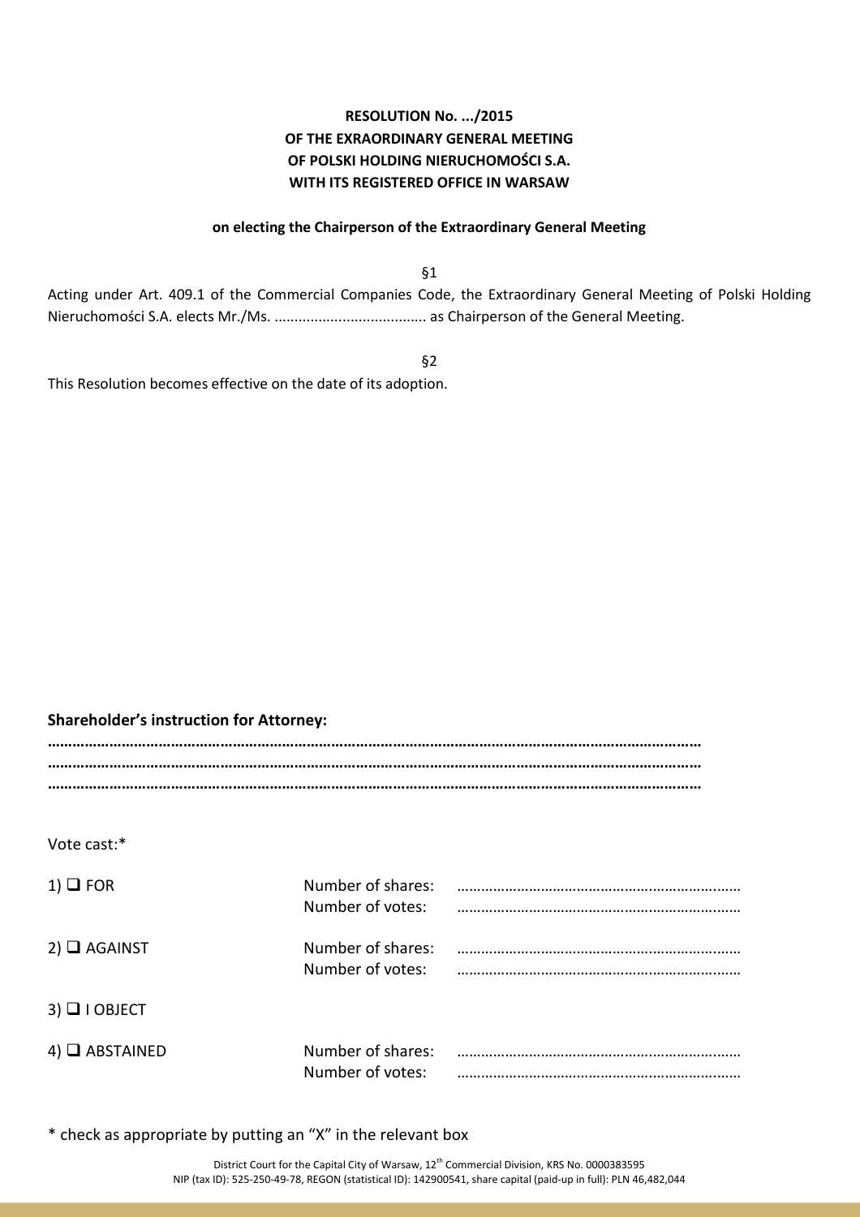**RESOLUTION No. .../2015**
**OF THE EXRAORDINARY GENERAL MEETING**
**OF POLSKI HOLDING NIERUCHOMOŚCI S.A.**
**WITH ITS REGISTERED OFFICE IN WARSAW**

**on electing the Chairperson of the Extraordinary General Meeting**

§1

Acting under Art. 409.1 of the Commercial Companies Code, the Extraordinary General Meeting of Polski Holding Nieruchomości S.A. elects Mr./Ms. ...................................... as Chairperson of the General Meeting.

§2

This Resolution becomes effective on the date of its adoption.

**Shareholder's instruction for Attorney:**

**…………………………………………………………………………………………………………………………………………………**
**…………………………………………………………………………………………………………………………………………………**
**…………………………………………………………………………………………………………………………………………………**

Vote cast:*

| | | |
|---|---|---|
| 1) ❑ FOR | Number of shares: | ……………………………………………………………… |
| | Number of votes: | ……………………………………………………………… |
| 2) ❑ AGAINST | Number of shares: | ……………………………………………………………… |
| | Number of votes: | ……………………………………………………………… |
| 3) ❑ I OBJECT | | |
| 4) ❑ ABSTAINED | Number of shares: | ……………………………………………………………… |
| | Number of votes: | ……………………………………………………………… |

* check as appropriate by putting an "X" in the relevant box

District Court for the Capital City of Warsaw, 12th Commercial Division, KRS No. 0000383595
NIP (tax ID): 525-250-49-78, REGON (statistical ID): 142900541, share capital (paid-up in full): PLN 46,482,044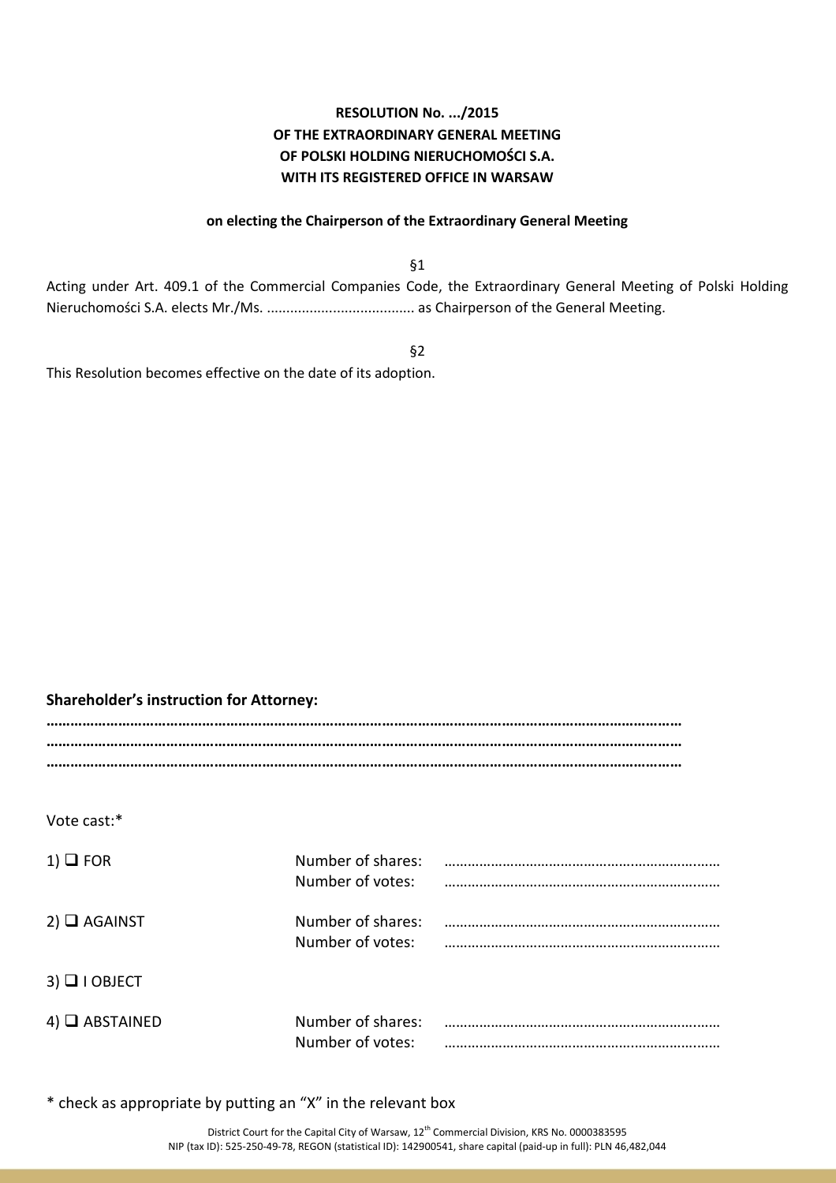**RESOLUTION No. .../2015**
**OF THE EXTRAORDINARY GENERAL MEETING**
**OF POLSKI HOLDING NIERUCHOMOŚCI S.A.**
**WITH ITS REGISTERED OFFICE IN WARSAW**

**on electing the Chairperson of the Extraordinary General Meeting**

§1

Acting under Art. 409.1 of the Commercial Companies Code, the Extraordinary General Meeting of Polski Holding Nieruchomości S.A. elects Mr./Ms. ...................................... as Chairperson of the General Meeting.

§2

This Resolution becomes effective on the date of its adoption.

**Shareholder's instruction for Attorney:**

**……………………………………………………………………………………………………………………………………………**
**……………………………………………………………………………………………………………………………………………**
**……………………………………………………………………………………………………………………………………………**

Vote cast:*

| | | |
|---|---|---|
| 1) ❑ FOR | Number of shares: | …………………………………………………………… |
| | Number of votes: | …………………………………………………………… |
| 2) ❑ AGAINST | Number of shares: | …………………………………………………………… |
| | Number of votes: | …………………………………………………………… |
| 3) ❑ I OBJECT | | |
| 4) ❑ ABSTAINED | Number of shares: | …………………………………………………………… |
| | Number of votes: | …………………………………………………………… |

* check as appropriate by putting an "X" in the relevant box

District Court for the Capital City of Warsaw, 12th Commercial Division, KRS No. 0000383595
NIP (tax ID): 525-250-49-78, REGON (statistical ID): 142900541, share capital (paid-up in full): PLN 46,482,044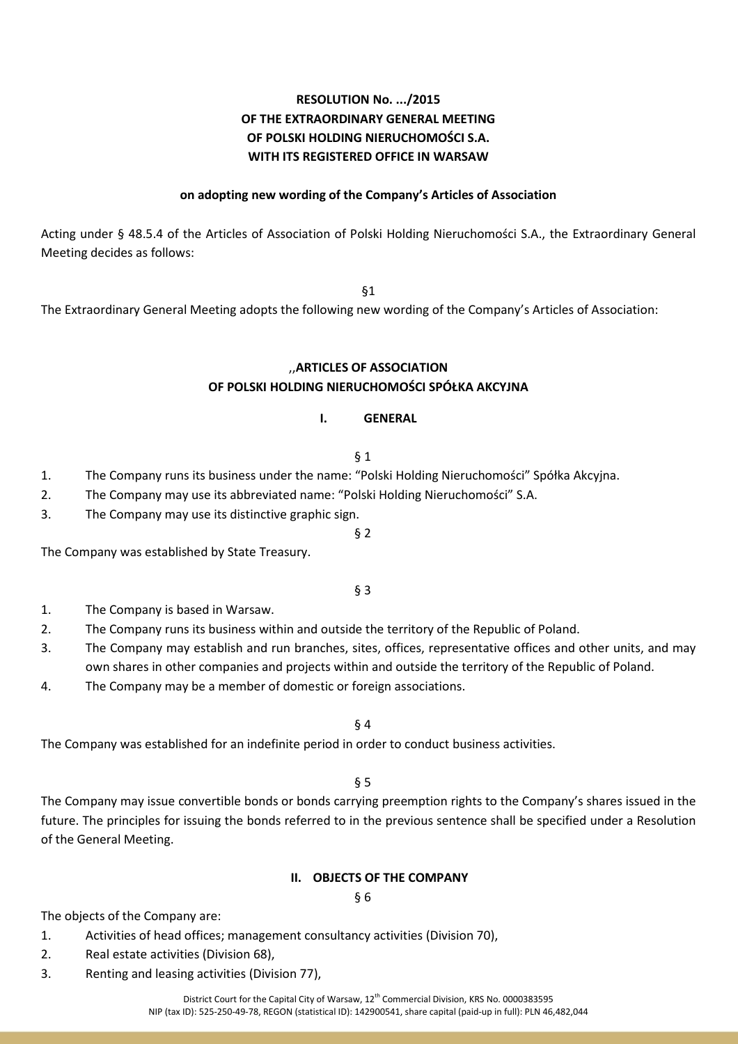**RESOLUTION No. .../2015**
**OF THE EXTRAORDINARY GENERAL MEETING**
**OF POLSKI HOLDING NIERUCHOMOŚCI S.A.**
**WITH ITS REGISTERED OFFICE IN WARSAW**

**on adopting new wording of the Company's Articles of Association**

Acting under § 48.5.4 of the Articles of Association of Polski Holding Nieruchomości S.A., the Extraordinary General Meeting decides as follows:

§1

The Extraordinary General Meeting adopts the following new wording of the Company's Articles of Association:

,,**ARTICLES OF ASSOCIATION**
**OF POLSKI HOLDING NIERUCHOMOŚCI SPÓŁKA AKCYJNA**

## I. GENERAL

§ 1

1. The Company runs its business under the name: "Polski Holding Nieruchomości" Spółka Akcyjna.
2. The Company may use its abbreviated name: "Polski Holding Nieruchomości" S.A.
3. The Company may use its distinctive graphic sign.

§ 2

The Company was established by State Treasury.

§ 3

1. The Company is based in Warsaw.
2. The Company runs its business within and outside the territory of the Republic of Poland.
3. The Company may establish and run branches, sites, offices, representative offices and other units, and may own shares in other companies and projects within and outside the territory of the Republic of Poland.
4. The Company may be a member of domestic or foreign associations.

§ 4

The Company was established for an indefinite period in order to conduct business activities.

§ 5

The Company may issue convertible bonds or bonds carrying preemption rights to the Company's shares issued in the future. The principles for issuing the bonds referred to in the previous sentence shall be specified under a Resolution of the General Meeting.

## II. OBJECTS OF THE COMPANY

§ 6

The objects of the Company are:

1. Activities of head offices; management consultancy activities (Division 70),
2. Real estate activities (Division 68),
3. Renting and leasing activities (Division 77),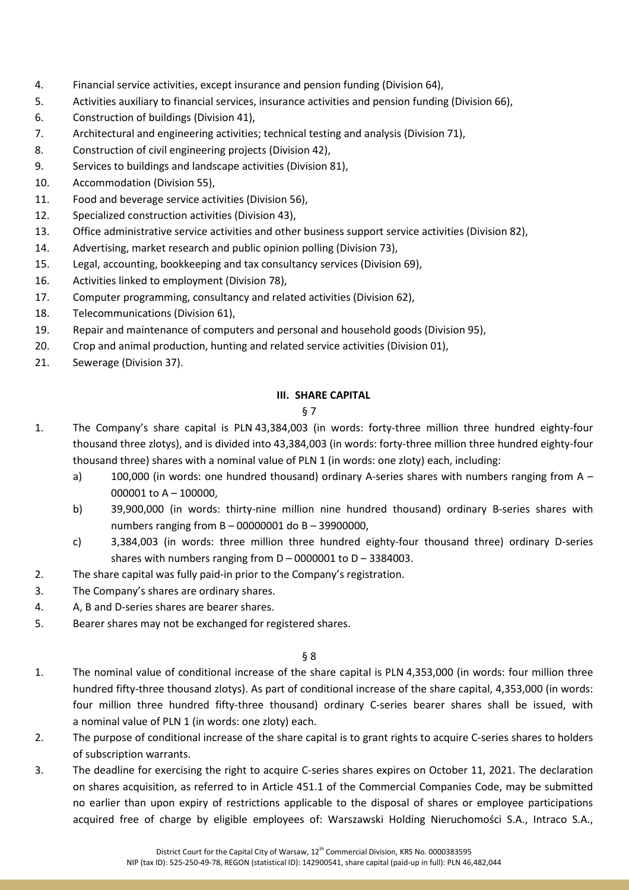4. Financial service activities, except insurance and pension funding (Division 64),
5. Activities auxiliary to financial services, insurance activities and pension funding (Division 66),
6. Construction of buildings (Division 41),
7. Architectural and engineering activities; technical testing and analysis (Division 71),
8. Construction of civil engineering projects (Division 42),
9. Services to buildings and landscape activities (Division 81),
10. Accommodation (Division 55),
11. Food and beverage service activities (Division 56),
12. Specialized construction activities (Division 43),
13. Office administrative service activities and other business support service activities (Division 82),
14. Advertising, market research and public opinion polling (Division 73),
15. Legal, accounting, bookkeeping and tax consultancy services (Division 69),
16. Activities linked to employment (Division 78),
17. Computer programming, consultancy and related activities (Division 62),
18. Telecommunications (Division 61),
19. Repair and maintenance of computers and personal and household goods (Division 95),
20. Crop and animal production, hunting and related service activities (Division 01),
21. Sewerage (Division 37).

## III. SHARE CAPITAL

§ 7

1. The Company's share capital is PLN 43,384,003 (in words: forty-three million three hundred eighty-four thousand three zlotys), and is divided into 43,384,003 (in words: forty-three million three hundred eighty-four thousand three) shares with a nominal value of PLN 1 (in words: one zloty) each, including:
   a) 100,000 (in words: one hundred thousand) ordinary A-series shares with numbers ranging from A – 000001 to A – 100000,
   b) 39,900,000 (in words: thirty-nine million nine hundred thousand) ordinary B-series shares with numbers ranging from B – 00000001 do B – 39900000,
   c) 3,384,003 (in words: three million three hundred eighty-four thousand three) ordinary D-series shares with numbers ranging from D – 0000001 to D – 3384003.
2. The share capital was fully paid-in prior to the Company's registration.
3. The Company's shares are ordinary shares.
4. A, B and D-series shares are bearer shares.
5. Bearer shares may not be exchanged for registered shares.

§ 8

1. The nominal value of conditional increase of the share capital is PLN 4,353,000 (in words: four million three hundred fifty-three thousand zlotys). As part of conditional increase of the share capital, 4,353,000 (in words: four million three hundred fifty-three thousand) ordinary C-series bearer shares shall be issued, with a nominal value of PLN 1 (in words: one zloty) each.
2. The purpose of conditional increase of the share capital is to grant rights to acquire C-series shares to holders of subscription warrants.
3. The deadline for exercising the right to acquire C-series shares expires on October 11, 2021. The declaration on shares acquisition, as referred to in Article 451.1 of the Commercial Companies Code, may be submitted no earlier than upon expiry of restrictions applicable to the disposal of shares or employee participations acquired free of charge by eligible employees of: Warszawski Holding Nieruchomości S.A., Intraco S.A.,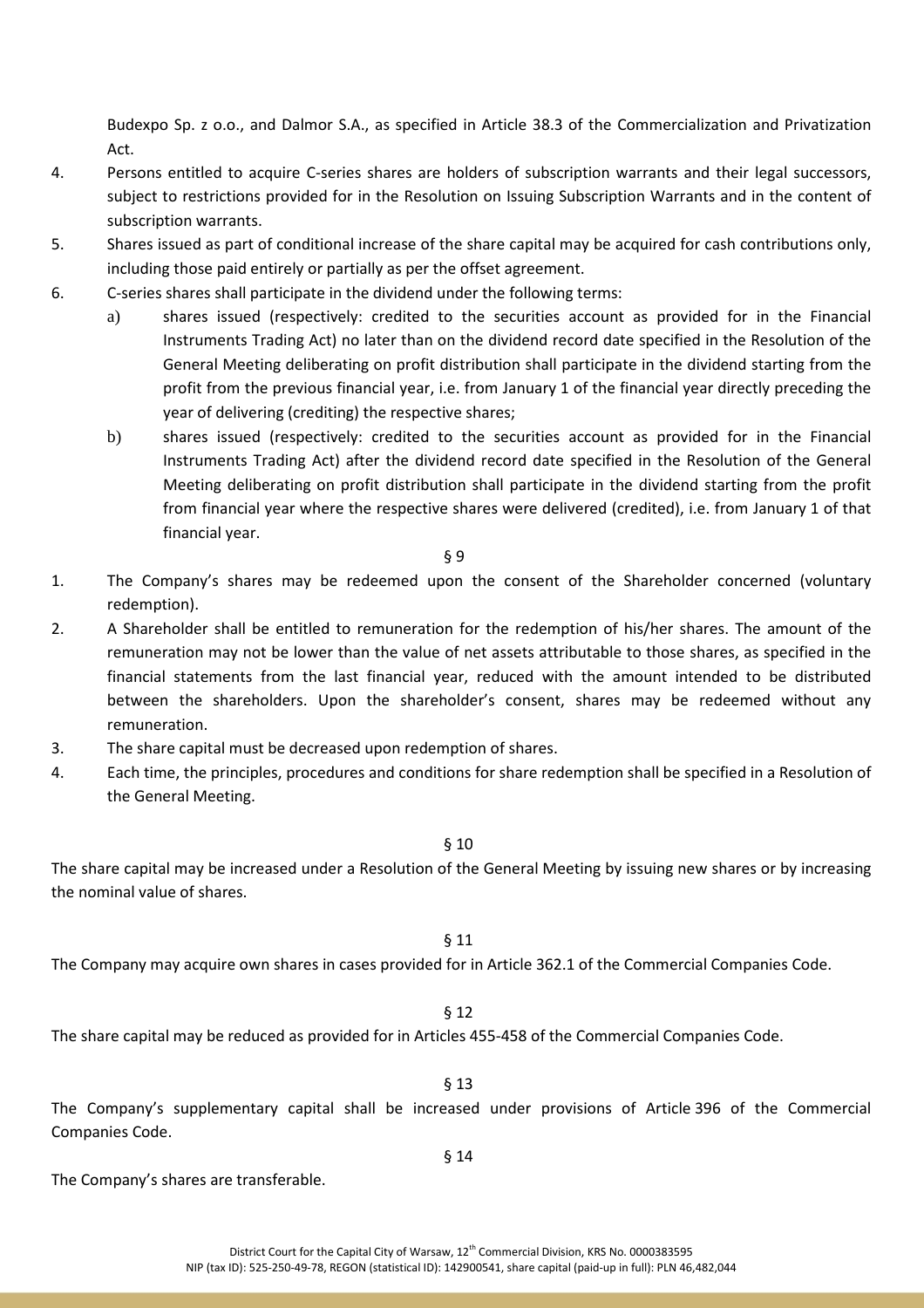Budexpo Sp. z o.o., and Dalmor S.A., as specified in Article 38.3 of the Commercialization and Privatization Act.

4. Persons entitled to acquire C-series shares are holders of subscription warrants and their legal successors, subject to restrictions provided for in the Resolution on Issuing Subscription Warrants and in the content of subscription warrants.
5. Shares issued as part of conditional increase of the share capital may be acquired for cash contributions only, including those paid entirely or partially as per the offset agreement.
6. C-series shares shall participate in the dividend under the following terms:
   a) shares issued (respectively: credited to the securities account as provided for in the Financial Instruments Trading Act) no later than on the dividend record date specified in the Resolution of the General Meeting deliberating on profit distribution shall participate in the dividend starting from the profit from the previous financial year, i.e. from January 1 of the financial year directly preceding the year of delivering (crediting) the respective shares;
   b) shares issued (respectively: credited to the securities account as provided for in the Financial Instruments Trading Act) after the dividend record date specified in the Resolution of the General Meeting deliberating on profit distribution shall participate in the dividend starting from the profit from financial year where the respective shares were delivered (credited), i.e. from January 1 of that financial year.

§ 9

1. The Company's shares may be redeemed upon the consent of the Shareholder concerned (voluntary redemption).
2. A Shareholder shall be entitled to remuneration for the redemption of his/her shares. The amount of the remuneration may not be lower than the value of net assets attributable to those shares, as specified in the financial statements from the last financial year, reduced with the amount intended to be distributed between the shareholders. Upon the shareholder's consent, shares may be redeemed without any remuneration.
3. The share capital must be decreased upon redemption of shares.
4. Each time, the principles, procedures and conditions for share redemption shall be specified in a Resolution of the General Meeting.

§ 10

The share capital may be increased under a Resolution of the General Meeting by issuing new shares or by increasing the nominal value of shares.

§ 11

The Company may acquire own shares in cases provided for in Article 362.1 of the Commercial Companies Code.

§ 12

The share capital may be reduced as provided for in Articles 455-458 of the Commercial Companies Code.

§ 13

The Company's supplementary capital shall be increased under provisions of Article 396 of the Commercial Companies Code.

§ 14

The Company's shares are transferable.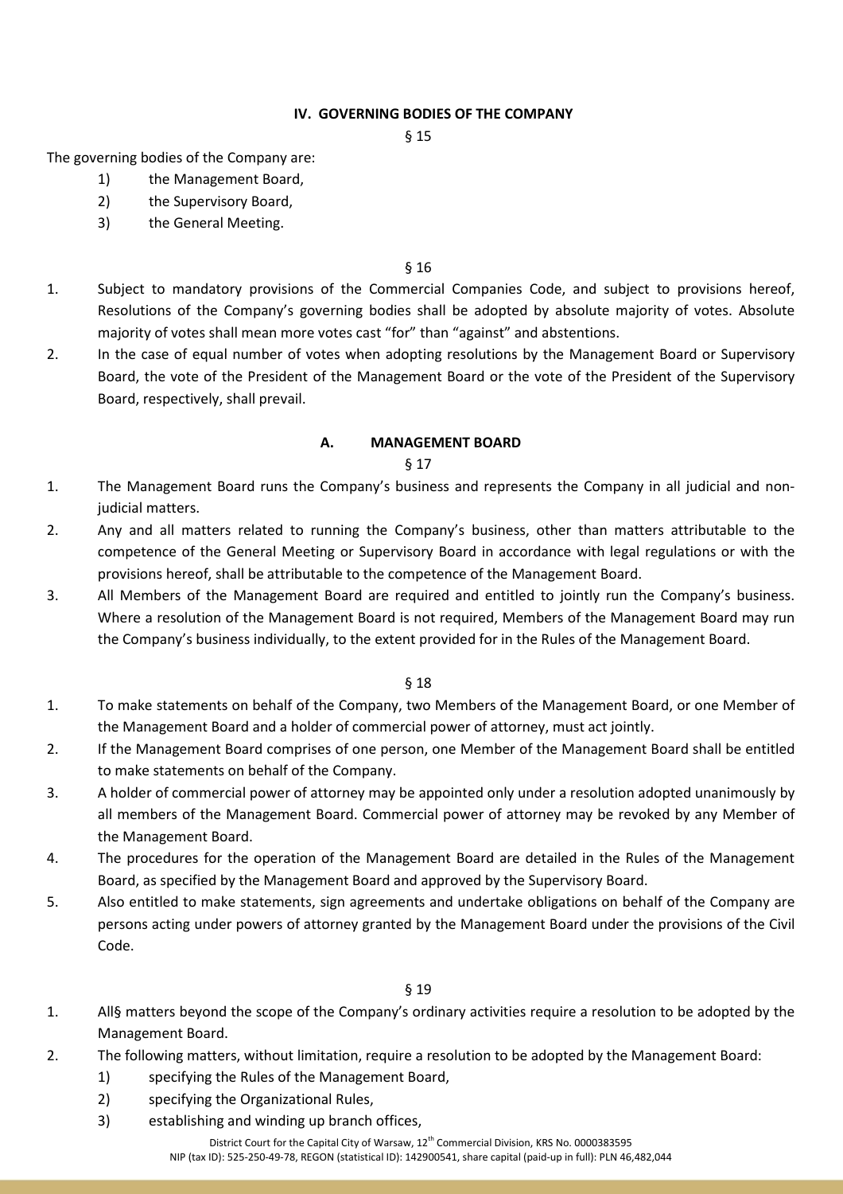## IV. GOVERNING BODIES OF THE COMPANY

§ 15

The governing bodies of the Company are:

1) the Management Board,
2) the Supervisory Board,
3) the General Meeting.

§ 16

1. Subject to mandatory provisions of the Commercial Companies Code, and subject to provisions hereof, Resolutions of the Company's governing bodies shall be adopted by absolute majority of votes. Absolute majority of votes shall mean more votes cast "for" than "against" and abstentions.
2. In the case of equal number of votes when adopting resolutions by the Management Board or Supervisory Board, the vote of the President of the Management Board or the vote of the President of the Supervisory Board, respectively, shall prevail.

### A. MANAGEMENT BOARD

§ 17

1. The Management Board runs the Company's business and represents the Company in all judicial and non-judicial matters.
2. Any and all matters related to running the Company's business, other than matters attributable to the competence of the General Meeting or Supervisory Board in accordance with legal regulations or with the provisions hereof, shall be attributable to the competence of the Management Board.
3. All Members of the Management Board are required and entitled to jointly run the Company's business. Where a resolution of the Management Board is not required, Members of the Management Board may run the Company's business individually, to the extent provided for in the Rules of the Management Board.

§ 18

1. To make statements on behalf of the Company, two Members of the Management Board, or one Member of the Management Board and a holder of commercial power of attorney, must act jointly.
2. If the Management Board comprises of one person, one Member of the Management Board shall be entitled to make statements on behalf of the Company.
3. A holder of commercial power of attorney may be appointed only under a resolution adopted unanimously by all members of the Management Board. Commercial power of attorney may be revoked by any Member of the Management Board.
4. The procedures for the operation of the Management Board are detailed in the Rules of the Management Board, as specified by the Management Board and approved by the Supervisory Board.
5. Also entitled to make statements, sign agreements and undertake obligations on behalf of the Company are persons acting under powers of attorney granted by the Management Board under the provisions of the Civil Code.

§ 19

1. All§ matters beyond the scope of the Company's ordinary activities require a resolution to be adopted by the Management Board.
2. The following matters, without limitation, require a resolution to be adopted by the Management Board:
   1) specifying the Rules of the Management Board,
   2) specifying the Organizational Rules,
   3) establishing and winding up branch offices,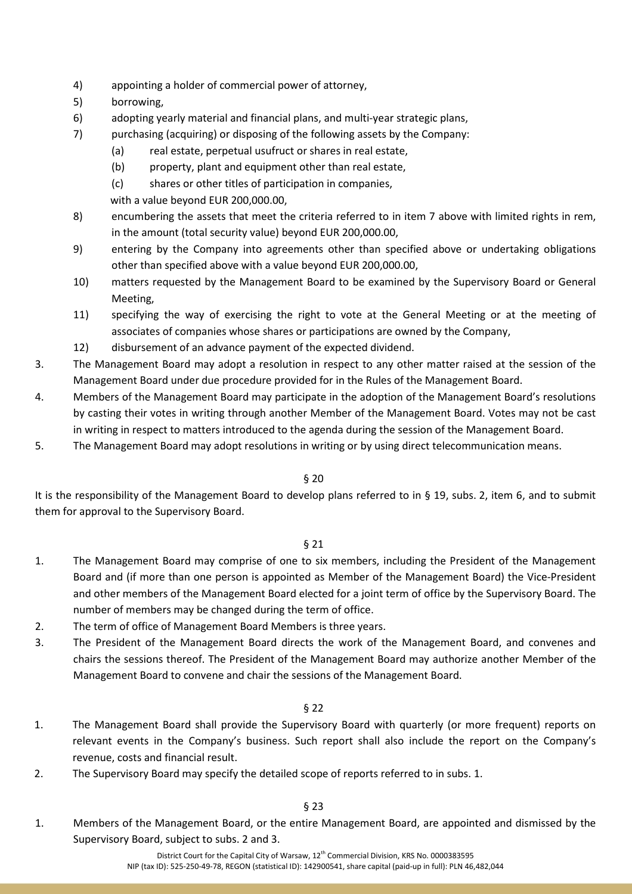4) appointing a holder of commercial power of attorney,
5) borrowing,
6) adopting yearly material and financial plans, and multi-year strategic plans,
7) purchasing (acquiring) or disposing of the following assets by the Company:
   (a) real estate, perpetual usufruct or shares in real estate,
   (b) property, plant and equipment other than real estate,
   (c) shares or other titles of participation in companies,

   with a value beyond EUR 200,000.00,
8) encumbering the assets that meet the criteria referred to in item 7 above with limited rights in rem, in the amount (total security value) beyond EUR 200,000.00,
9) entering by the Company into agreements other than specified above or undertaking obligations other than specified above with a value beyond EUR 200,000.00,
10) matters requested by the Management Board to be examined by the Supervisory Board or General Meeting,
11) specifying the way of exercising the right to vote at the General Meeting or at the meeting of associates of companies whose shares or participations are owned by the Company,
12) disbursement of an advance payment of the expected dividend.

3. The Management Board may adopt a resolution in respect to any other matter raised at the session of the Management Board under due procedure provided for in the Rules of the Management Board.
4. Members of the Management Board may participate in the adoption of the Management Board's resolutions by casting their votes in writing through another Member of the Management Board. Votes may not be cast in writing in respect to matters introduced to the agenda during the session of the Management Board.
5. The Management Board may adopt resolutions in writing or by using direct telecommunication means.

§ 20

It is the responsibility of the Management Board to develop plans referred to in § 19, subs. 2, item 6, and to submit them for approval to the Supervisory Board.

§ 21

1. The Management Board may comprise of one to six members, including the President of the Management Board and (if more than one person is appointed as Member of the Management Board) the Vice-President and other members of the Management Board elected for a joint term of office by the Supervisory Board. The number of members may be changed during the term of office.
2. The term of office of Management Board Members is three years.
3. The President of the Management Board directs the work of the Management Board, and convenes and chairs the sessions thereof. The President of the Management Board may authorize another Member of the Management Board to convene and chair the sessions of the Management Board.

§ 22

1. The Management Board shall provide the Supervisory Board with quarterly (or more frequent) reports on relevant events in the Company's business. Such report shall also include the report on the Company's revenue, costs and financial result.
2. The Supervisory Board may specify the detailed scope of reports referred to in subs. 1.

§ 23

1. Members of the Management Board, or the entire Management Board, are appointed and dismissed by the Supervisory Board, subject to subs. 2 and 3.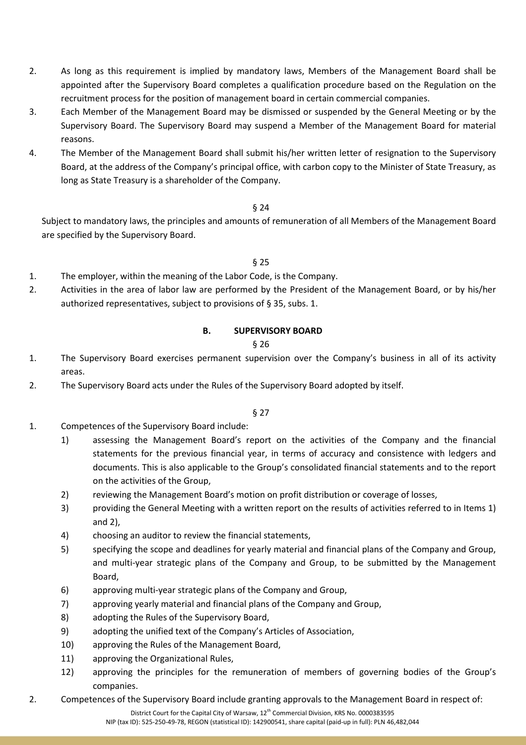2. As long as this requirement is implied by mandatory laws, Members of the Management Board shall be appointed after the Supervisory Board completes a qualification procedure based on the Regulation on the recruitment process for the position of management board in certain commercial companies.
3. Each Member of the Management Board may be dismissed or suspended by the General Meeting or by the Supervisory Board. The Supervisory Board may suspend a Member of the Management Board for material reasons.
4. The Member of the Management Board shall submit his/her written letter of resignation to the Supervisory Board, at the address of the Company's principal office, with carbon copy to the Minister of State Treasury, as long as State Treasury is a shareholder of the Company.

§ 24

Subject to mandatory laws, the principles and amounts of remuneration of all Members of the Management Board are specified by the Supervisory Board.

§ 25

1. The employer, within the meaning of the Labor Code, is the Company.
2. Activities in the area of labor law are performed by the President of the Management Board, or by his/her authorized representatives, subject to provisions of § 35, subs. 1.

## B. SUPERVISORY BOARD

§ 26

1. The Supervisory Board exercises permanent supervision over the Company's business in all of its activity areas.
2. The Supervisory Board acts under the Rules of the Supervisory Board adopted by itself.

§ 27

1. Competences of the Supervisory Board include:
   1) assessing the Management Board's report on the activities of the Company and the financial statements for the previous financial year, in terms of accuracy and consistence with ledgers and documents. This is also applicable to the Group's consolidated financial statements and to the report on the activities of the Group,
   2) reviewing the Management Board's motion on profit distribution or coverage of losses,
   3) providing the General Meeting with a written report on the results of activities referred to in Items 1) and 2),
   4) choosing an auditor to review the financial statements,
   5) specifying the scope and deadlines for yearly material and financial plans of the Company and Group, and multi-year strategic plans of the Company and Group, to be submitted by the Management Board,
   6) approving multi-year strategic plans of the Company and Group,
   7) approving yearly material and financial plans of the Company and Group,
   8) adopting the Rules of the Supervisory Board,
   9) adopting the unified text of the Company's Articles of Association,
   10) approving the Rules of the Management Board,
   11) approving the Organizational Rules,
   12) approving the principles for the remuneration of members of governing bodies of the Group's companies.
2. Competences of the Supervisory Board include granting approvals to the Management Board in respect of: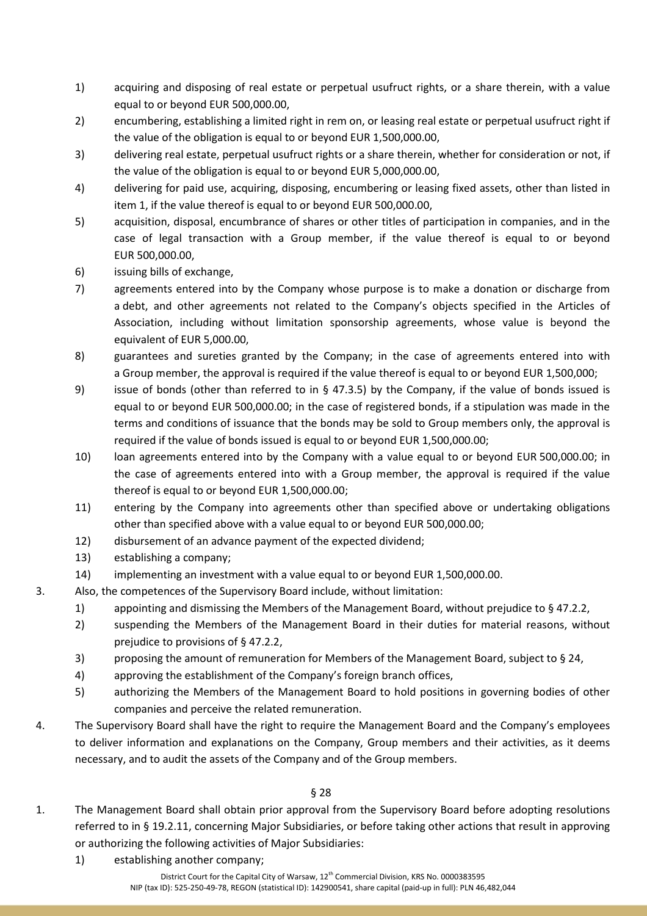1) acquiring and disposing of real estate or perpetual usufruct rights, or a share therein, with a value equal to or beyond EUR 500,000.00,
2) encumbering, establishing a limited right in rem on, or leasing real estate or perpetual usufruct right if the value of the obligation is equal to or beyond EUR 1,500,000.00,
3) delivering real estate, perpetual usufruct rights or a share therein, whether for consideration or not, if the value of the obligation is equal to or beyond EUR 5,000,000.00,
4) delivering for paid use, acquiring, disposing, encumbering or leasing fixed assets, other than listed in item 1, if the value thereof is equal to or beyond EUR 500,000.00,
5) acquisition, disposal, encumbrance of shares or other titles of participation in companies, and in the case of legal transaction with a Group member, if the value thereof is equal to or beyond EUR 500,000.00,
6) issuing bills of exchange,
7) agreements entered into by the Company whose purpose is to make a donation or discharge from a debt, and other agreements not related to the Company's objects specified in the Articles of Association, including without limitation sponsorship agreements, whose value is beyond the equivalent of EUR 5,000.00,
8) guarantees and sureties granted by the Company; in the case of agreements entered into with a Group member, the approval is required if the value thereof is equal to or beyond EUR 1,500,000;
9) issue of bonds (other than referred to in § 47.3.5) by the Company, if the value of bonds issued is equal to or beyond EUR 500,000.00; in the case of registered bonds, if a stipulation was made in the terms and conditions of issuance that the bonds may be sold to Group members only, the approval is required if the value of bonds issued is equal to or beyond EUR 1,500,000.00;
10) loan agreements entered into by the Company with a value equal to or beyond EUR 500,000.00; in the case of agreements entered into with a Group member, the approval is required if the value thereof is equal to or beyond EUR 1,500,000.00;
11) entering by the Company into agreements other than specified above or undertaking obligations other than specified above with a value equal to or beyond EUR 500,000.00;
12) disbursement of an advance payment of the expected dividend;
13) establishing a company;
14) implementing an investment with a value equal to or beyond EUR 1,500,000.00.

3. Also, the competences of the Supervisory Board include, without limitation:
    1) appointing and dismissing the Members of the Management Board, without prejudice to § 47.2.2,
    2) suspending the Members of the Management Board in their duties for material reasons, without prejudice to provisions of § 47.2.2,
    3) proposing the amount of remuneration for Members of the Management Board, subject to § 24,
    4) approving the establishment of the Company's foreign branch offices,
    5) authorizing the Members of the Management Board to hold positions in governing bodies of other companies and perceive the related remuneration.
4. The Supervisory Board shall have the right to require the Management Board and the Company's employees to deliver information and explanations on the Company, Group members and their activities, as it deems necessary, and to audit the assets of the Company and of the Group members.

§ 28

1. The Management Board shall obtain prior approval from the Supervisory Board before adopting resolutions referred to in § 19.2.11, concerning Major Subsidiaries, or before taking other actions that result in approving or authorizing the following activities of Major Subsidiaries:
    1) establishing another company;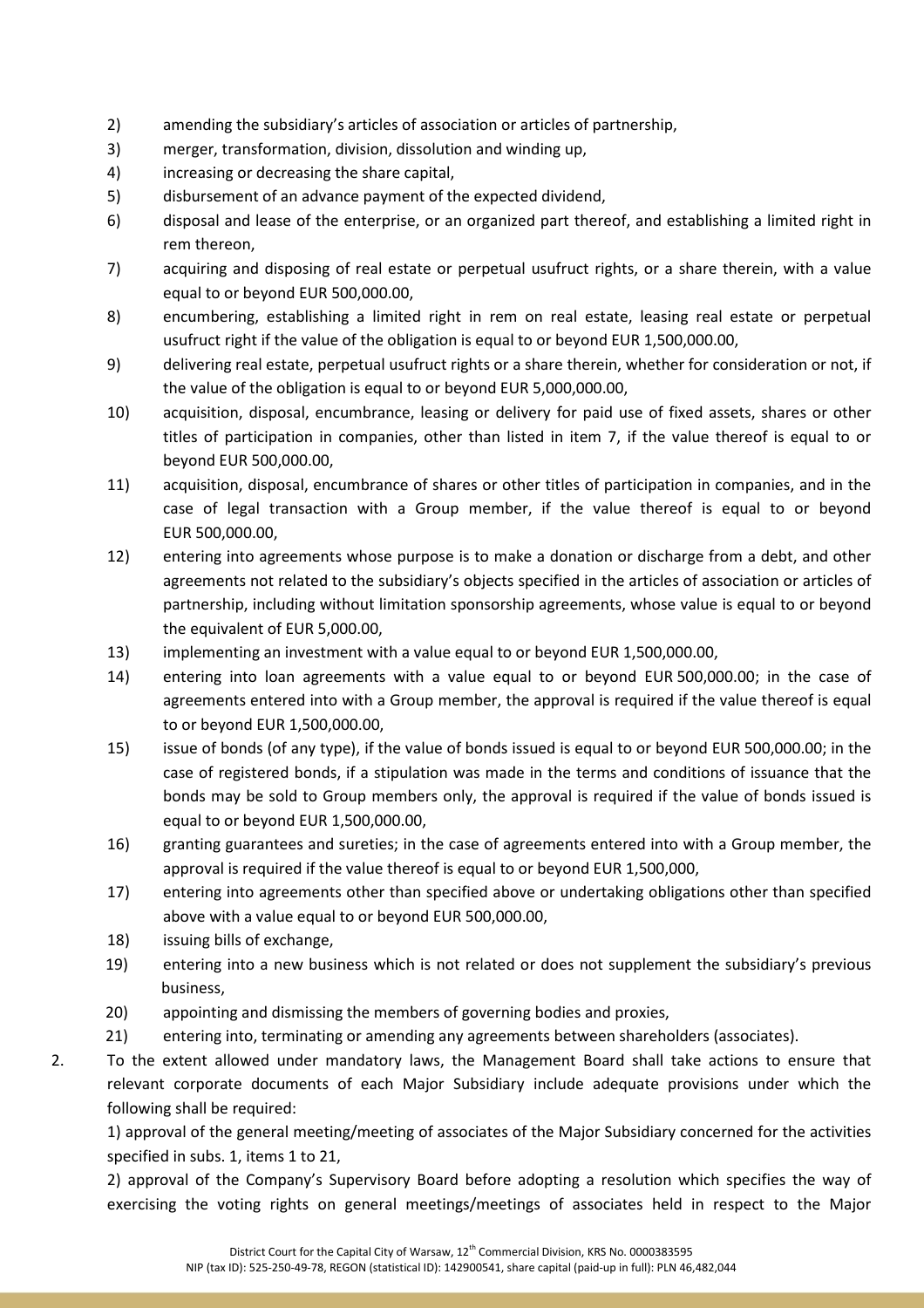2) amending the subsidiary's articles of association or articles of partnership,
3) merger, transformation, division, dissolution and winding up,
4) increasing or decreasing the share capital,
5) disbursement of an advance payment of the expected dividend,
6) disposal and lease of the enterprise, or an organized part thereof, and establishing a limited right in rem thereon,
7) acquiring and disposing of real estate or perpetual usufruct rights, or a share therein, with a value equal to or beyond EUR 500,000.00,
8) encumbering, establishing a limited right in rem on real estate, leasing real estate or perpetual usufruct right if the value of the obligation is equal to or beyond EUR 1,500,000.00,
9) delivering real estate, perpetual usufruct rights or a share therein, whether for consideration or not, if the value of the obligation is equal to or beyond EUR 5,000,000.00,
10) acquisition, disposal, encumbrance, leasing or delivery for paid use of fixed assets, shares or other titles of participation in companies, other than listed in item 7, if the value thereof is equal to or beyond EUR 500,000.00,
11) acquisition, disposal, encumbrance of shares or other titles of participation in companies, and in the case of legal transaction with a Group member, if the value thereof is equal to or beyond EUR 500,000.00,
12) entering into agreements whose purpose is to make a donation or discharge from a debt, and other agreements not related to the subsidiary's objects specified in the articles of association or articles of partnership, including without limitation sponsorship agreements, whose value is equal to or beyond the equivalent of EUR 5,000.00,
13) implementing an investment with a value equal to or beyond EUR 1,500,000.00,
14) entering into loan agreements with a value equal to or beyond EUR 500,000.00; in the case of agreements entered into with a Group member, the approval is required if the value thereof is equal to or beyond EUR 1,500,000.00,
15) issue of bonds (of any type), if the value of bonds issued is equal to or beyond EUR 500,000.00; in the case of registered bonds, if a stipulation was made in the terms and conditions of issuance that the bonds may be sold to Group members only, the approval is required if the value of bonds issued is equal to or beyond EUR 1,500,000.00,
16) granting guarantees and sureties; in the case of agreements entered into with a Group member, the approval is required if the value thereof is equal to or beyond EUR 1,500,000,
17) entering into agreements other than specified above or undertaking obligations other than specified above with a value equal to or beyond EUR 500,000.00,
18) issuing bills of exchange,
19) entering into a new business which is not related or does not supplement the subsidiary's previous business,
20) appointing and dismissing the members of governing bodies and proxies,
21) entering into, terminating or amending any agreements between shareholders (associates).

2. To the extent allowed under mandatory laws, the Management Board shall take actions to ensure that relevant corporate documents of each Major Subsidiary include adequate provisions under which the following shall be required:

   1) approval of the general meeting/meeting of associates of the Major Subsidiary concerned for the activities specified in subs. 1, items 1 to 21,

   2) approval of the Company's Supervisory Board before adopting a resolution which specifies the way of exercising the voting rights on general meetings/meetings of associates held in respect to the Major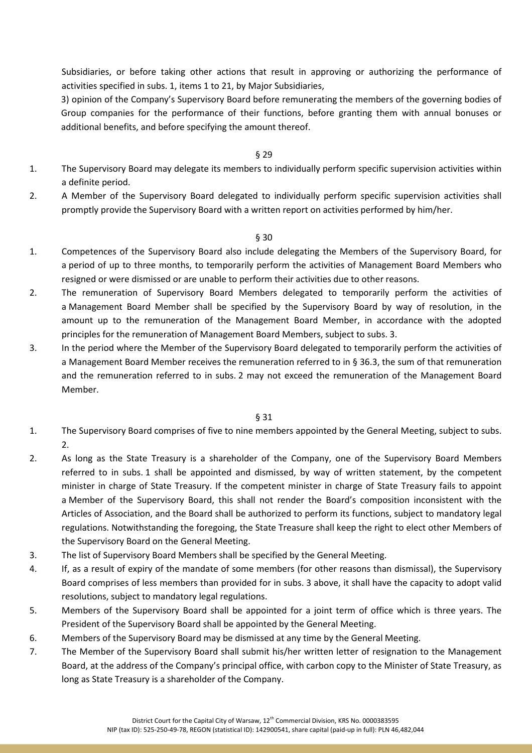Subsidiaries, or before taking other actions that result in approving or authorizing the performance of activities specified in subs. 1, items 1 to 21, by Major Subsidiaries,

3) opinion of the Company's Supervisory Board before remunerating the members of the governing bodies of Group companies for the performance of their functions, before granting them with annual bonuses or additional benefits, and before specifying the amount thereof.

§ 29

1. The Supervisory Board may delegate its members to individually perform specific supervision activities within a definite period.
2. A Member of the Supervisory Board delegated to individually perform specific supervision activities shall promptly provide the Supervisory Board with a written report on activities performed by him/her.

§ 30

1. Competences of the Supervisory Board also include delegating the Members of the Supervisory Board, for a period of up to three months, to temporarily perform the activities of Management Board Members who resigned or were dismissed or are unable to perform their activities due to other reasons.
2. The remuneration of Supervisory Board Members delegated to temporarily perform the activities of a Management Board Member shall be specified by the Supervisory Board by way of resolution, in the amount up to the remuneration of the Management Board Member, in accordance with the adopted principles for the remuneration of Management Board Members, subject to subs. 3.
3. In the period where the Member of the Supervisory Board delegated to temporarily perform the activities of a Management Board Member receives the remuneration referred to in § 36.3, the sum of that remuneration and the remuneration referred to in subs. 2 may not exceed the remuneration of the Management Board Member.

§ 31

1. The Supervisory Board comprises of five to nine members appointed by the General Meeting, subject to subs. 2.
2. As long as the State Treasury is a shareholder of the Company, one of the Supervisory Board Members referred to in subs. 1 shall be appointed and dismissed, by way of written statement, by the competent minister in charge of State Treasury. If the competent minister in charge of State Treasury fails to appoint a Member of the Supervisory Board, this shall not render the Board's composition inconsistent with the Articles of Association, and the Board shall be authorized to perform its functions, subject to mandatory legal regulations. Notwithstanding the foregoing, the State Treasure shall keep the right to elect other Members of the Supervisory Board on the General Meeting.
3. The list of Supervisory Board Members shall be specified by the General Meeting.
4. If, as a result of expiry of the mandate of some members (for other reasons than dismissal), the Supervisory Board comprises of less members than provided for in subs. 3 above, it shall have the capacity to adopt valid resolutions, subject to mandatory legal regulations.
5. Members of the Supervisory Board shall be appointed for a joint term of office which is three years. The President of the Supervisory Board shall be appointed by the General Meeting.
6. Members of the Supervisory Board may be dismissed at any time by the General Meeting.
7. The Member of the Supervisory Board shall submit his/her written letter of resignation to the Management Board, at the address of the Company's principal office, with carbon copy to the Minister of State Treasury, as long as State Treasury is a shareholder of the Company.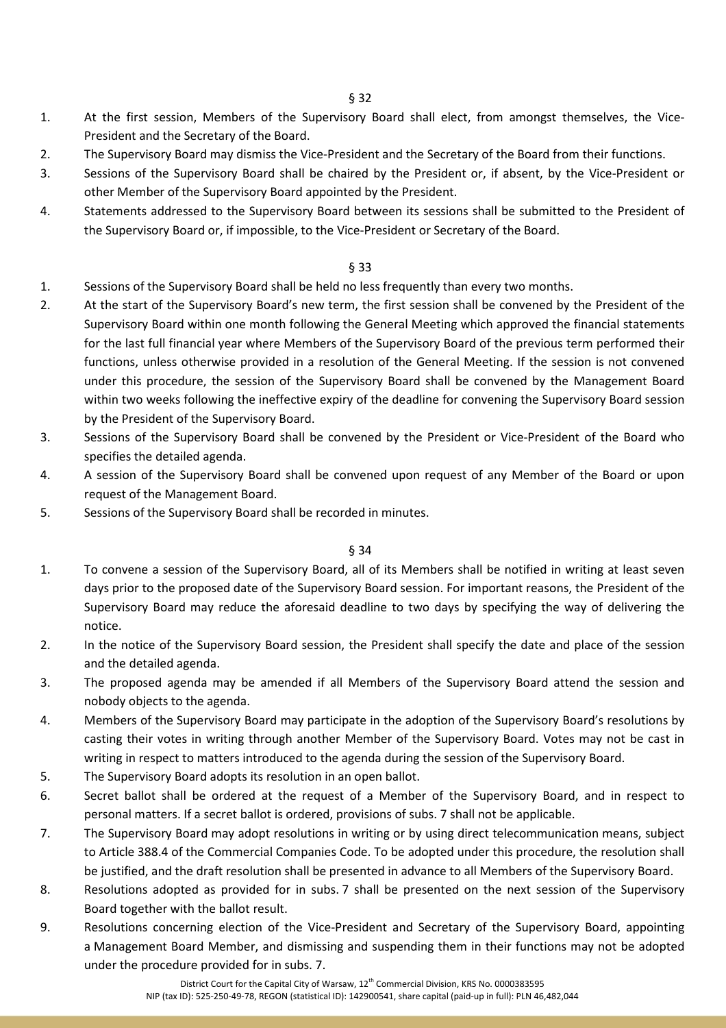§ 32

1. At the first session, Members of the Supervisory Board shall elect, from amongst themselves, the Vice-President and the Secretary of the Board.
2. The Supervisory Board may dismiss the Vice-President and the Secretary of the Board from their functions.
3. Sessions of the Supervisory Board shall be chaired by the President or, if absent, by the Vice-President or other Member of the Supervisory Board appointed by the President.
4. Statements addressed to the Supervisory Board between its sessions shall be submitted to the President of the Supervisory Board or, if impossible, to the Vice-President or Secretary of the Board.

§ 33

1. Sessions of the Supervisory Board shall be held no less frequently than every two months.
2. At the start of the Supervisory Board's new term, the first session shall be convened by the President of the Supervisory Board within one month following the General Meeting which approved the financial statements for the last full financial year where Members of the Supervisory Board of the previous term performed their functions, unless otherwise provided in a resolution of the General Meeting. If the session is not convened under this procedure, the session of the Supervisory Board shall be convened by the Management Board within two weeks following the ineffective expiry of the deadline for convening the Supervisory Board session by the President of the Supervisory Board.
3. Sessions of the Supervisory Board shall be convened by the President or Vice-President of the Board who specifies the detailed agenda.
4. A session of the Supervisory Board shall be convened upon request of any Member of the Board or upon request of the Management Board.
5. Sessions of the Supervisory Board shall be recorded in minutes.

§ 34

1. To convene a session of the Supervisory Board, all of its Members shall be notified in writing at least seven days prior to the proposed date of the Supervisory Board session. For important reasons, the President of the Supervisory Board may reduce the aforesaid deadline to two days by specifying the way of delivering the notice.
2. In the notice of the Supervisory Board session, the President shall specify the date and place of the session and the detailed agenda.
3. The proposed agenda may be amended if all Members of the Supervisory Board attend the session and nobody objects to the agenda.
4. Members of the Supervisory Board may participate in the adoption of the Supervisory Board's resolutions by casting their votes in writing through another Member of the Supervisory Board. Votes may not be cast in writing in respect to matters introduced to the agenda during the session of the Supervisory Board.
5. The Supervisory Board adopts its resolution in an open ballot.
6. Secret ballot shall be ordered at the request of a Member of the Supervisory Board, and in respect to personal matters. If a secret ballot is ordered, provisions of subs. 7 shall not be applicable.
7. The Supervisory Board may adopt resolutions in writing or by using direct telecommunication means, subject to Article 388.4 of the Commercial Companies Code. To be adopted under this procedure, the resolution shall be justified, and the draft resolution shall be presented in advance to all Members of the Supervisory Board.
8. Resolutions adopted as provided for in subs. 7 shall be presented on the next session of the Supervisory Board together with the ballot result.
9. Resolutions concerning election of the Vice-President and Secretary of the Supervisory Board, appointing a Management Board Member, and dismissing and suspending them in their functions may not be adopted under the procedure provided for in subs. 7.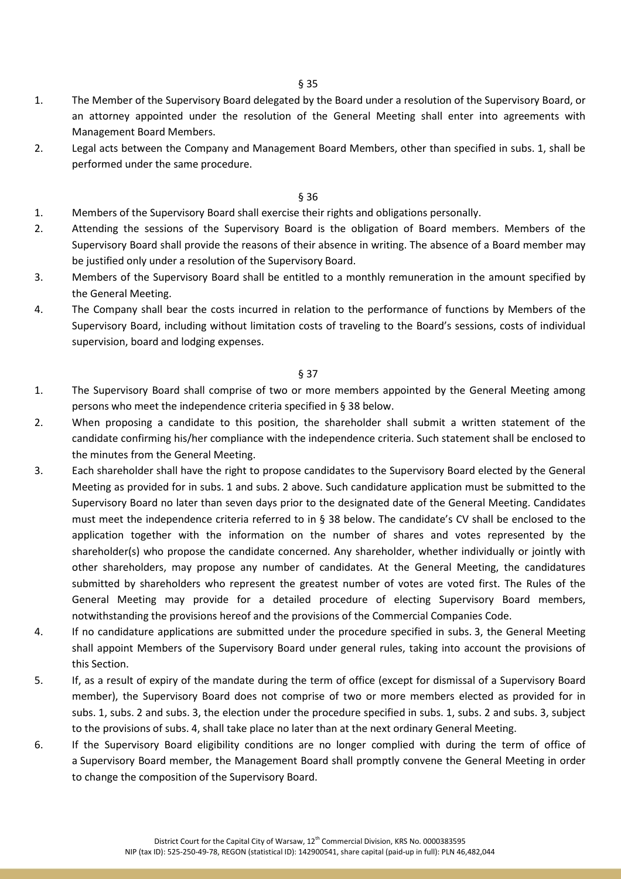§ 35

1. The Member of the Supervisory Board delegated by the Board under a resolution of the Supervisory Board, or an attorney appointed under the resolution of the General Meeting shall enter into agreements with Management Board Members.
2. Legal acts between the Company and Management Board Members, other than specified in subs. 1, shall be performed under the same procedure.

§ 36

1. Members of the Supervisory Board shall exercise their rights and obligations personally.
2. Attending the sessions of the Supervisory Board is the obligation of Board members. Members of the Supervisory Board shall provide the reasons of their absence in writing. The absence of a Board member may be justified only under a resolution of the Supervisory Board.
3. Members of the Supervisory Board shall be entitled to a monthly remuneration in the amount specified by the General Meeting.
4. The Company shall bear the costs incurred in relation to the performance of functions by Members of the Supervisory Board, including without limitation costs of traveling to the Board's sessions, costs of individual supervision, board and lodging expenses.

§ 37

1. The Supervisory Board shall comprise of two or more members appointed by the General Meeting among persons who meet the independence criteria specified in § 38 below.
2. When proposing a candidate to this position, the shareholder shall submit a written statement of the candidate confirming his/her compliance with the independence criteria. Such statement shall be enclosed to the minutes from the General Meeting.
3. Each shareholder shall have the right to propose candidates to the Supervisory Board elected by the General Meeting as provided for in subs. 1 and subs. 2 above. Such candidature application must be submitted to the Supervisory Board no later than seven days prior to the designated date of the General Meeting. Candidates must meet the independence criteria referred to in § 38 below. The candidate's CV shall be enclosed to the application together with the information on the number of shares and votes represented by the shareholder(s) who propose the candidate concerned. Any shareholder, whether individually or jointly with other shareholders, may propose any number of candidates. At the General Meeting, the candidatures submitted by shareholders who represent the greatest number of votes are voted first. The Rules of the General Meeting may provide for a detailed procedure of electing Supervisory Board members, notwithstanding the provisions hereof and the provisions of the Commercial Companies Code.
4. If no candidature applications are submitted under the procedure specified in subs. 3, the General Meeting shall appoint Members of the Supervisory Board under general rules, taking into account the provisions of this Section.
5. If, as a result of expiry of the mandate during the term of office (except for dismissal of a Supervisory Board member), the Supervisory Board does not comprise of two or more members elected as provided for in subs. 1, subs. 2 and subs. 3, the election under the procedure specified in subs. 1, subs. 2 and subs. 3, subject to the provisions of subs. 4, shall take place no later than at the next ordinary General Meeting.
6. If the Supervisory Board eligibility conditions are no longer complied with during the term of office of a Supervisory Board member, the Management Board shall promptly convene the General Meeting in order to change the composition of the Supervisory Board.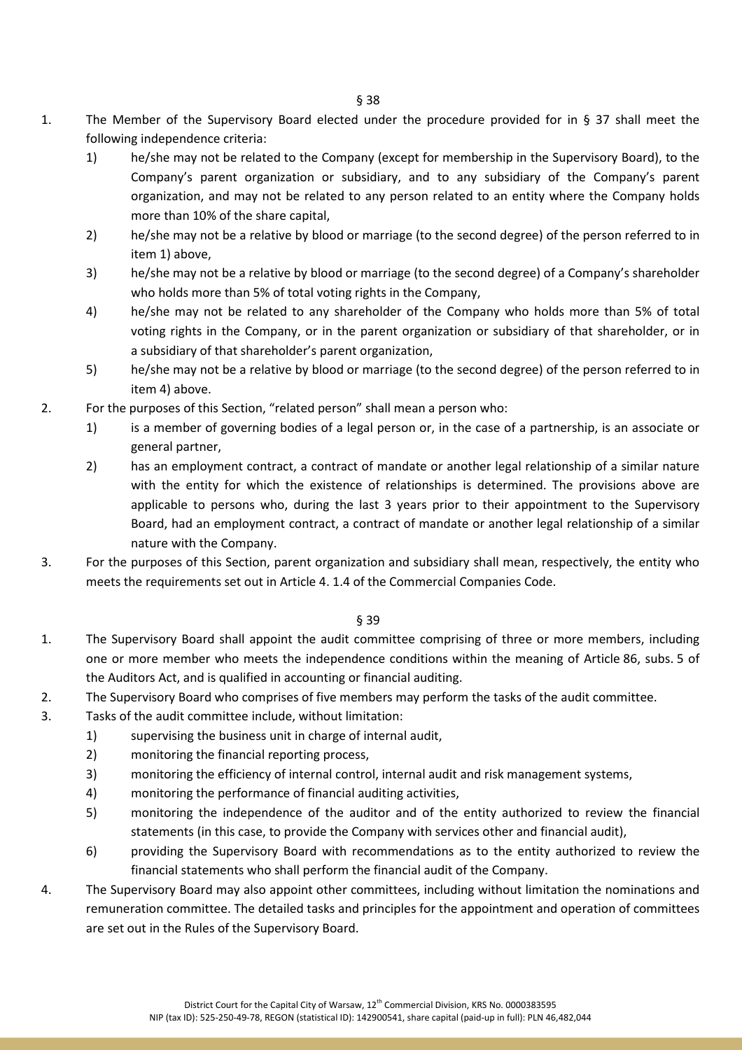§ 38

1. The Member of the Supervisory Board elected under the procedure provided for in § 37 shall meet the following independence criteria:
   1) he/she may not be related to the Company (except for membership in the Supervisory Board), to the Company's parent organization or subsidiary, and to any subsidiary of the Company's parent organization, and may not be related to any person related to an entity where the Company holds more than 10% of the share capital,
   2) he/she may not be a relative by blood or marriage (to the second degree) of the person referred to in item 1) above,
   3) he/she may not be a relative by blood or marriage (to the second degree) of a Company's shareholder who holds more than 5% of total voting rights in the Company,
   4) he/she may not be related to any shareholder of the Company who holds more than 5% of total voting rights in the Company, or in the parent organization or subsidiary of that shareholder, or in a subsidiary of that shareholder's parent organization,
   5) he/she may not be a relative by blood or marriage (to the second degree) of the person referred to in item 4) above.
2. For the purposes of this Section, "related person" shall mean a person who:
   1) is a member of governing bodies of a legal person or, in the case of a partnership, is an associate or general partner,
   2) has an employment contract, a contract of mandate or another legal relationship of a similar nature with the entity for which the existence of relationships is determined. The provisions above are applicable to persons who, during the last 3 years prior to their appointment to the Supervisory Board, had an employment contract, a contract of mandate or another legal relationship of a similar nature with the Company.
3. For the purposes of this Section, parent organization and subsidiary shall mean, respectively, the entity who meets the requirements set out in Article 4. 1.4 of the Commercial Companies Code.

§ 39

1. The Supervisory Board shall appoint the audit committee comprising of three or more members, including one or more member who meets the independence conditions within the meaning of Article 86, subs. 5 of the Auditors Act, and is qualified in accounting or financial auditing.
2. The Supervisory Board who comprises of five members may perform the tasks of the audit committee.
3. Tasks of the audit committee include, without limitation:
   1) supervising the business unit in charge of internal audit,
   2) monitoring the financial reporting process,
   3) monitoring the efficiency of internal control, internal audit and risk management systems,
   4) monitoring the performance of financial auditing activities,
   5) monitoring the independence of the auditor and of the entity authorized to review the financial statements (in this case, to provide the Company with services other and financial audit),
   6) providing the Supervisory Board with recommendations as to the entity authorized to review the financial statements who shall perform the financial audit of the Company.
4. The Supervisory Board may also appoint other committees, including without limitation the nominations and remuneration committee. The detailed tasks and principles for the appointment and operation of committees are set out in the Rules of the Supervisory Board.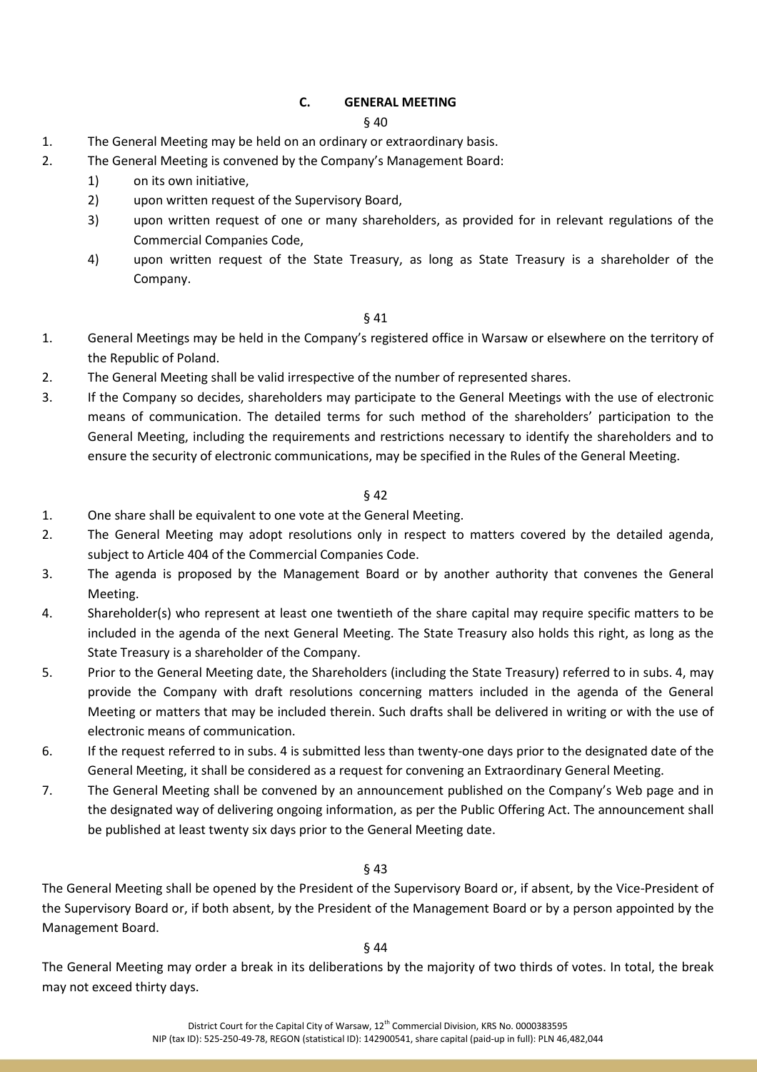### C. GENERAL MEETING

§ 40

1. The General Meeting may be held on an ordinary or extraordinary basis.
2. The General Meeting is convened by the Company's Management Board:
   1) on its own initiative,
   2) upon written request of the Supervisory Board,
   3) upon written request of one or many shareholders, as provided for in relevant regulations of the Commercial Companies Code,
   4) upon written request of the State Treasury, as long as State Treasury is a shareholder of the Company.

§ 41

1. General Meetings may be held in the Company's registered office in Warsaw or elsewhere on the territory of the Republic of Poland.
2. The General Meeting shall be valid irrespective of the number of represented shares.
3. If the Company so decides, shareholders may participate to the General Meetings with the use of electronic means of communication. The detailed terms for such method of the shareholders' participation to the General Meeting, including the requirements and restrictions necessary to identify the shareholders and to ensure the security of electronic communications, may be specified in the Rules of the General Meeting.

§ 42

1. One share shall be equivalent to one vote at the General Meeting.
2. The General Meeting may adopt resolutions only in respect to matters covered by the detailed agenda, subject to Article 404 of the Commercial Companies Code.
3. The agenda is proposed by the Management Board or by another authority that convenes the General Meeting.
4. Shareholder(s) who represent at least one twentieth of the share capital may require specific matters to be included in the agenda of the next General Meeting. The State Treasury also holds this right, as long as the State Treasury is a shareholder of the Company.
5. Prior to the General Meeting date, the Shareholders (including the State Treasury) referred to in subs. 4, may provide the Company with draft resolutions concerning matters included in the agenda of the General Meeting or matters that may be included therein. Such drafts shall be delivered in writing or with the use of electronic means of communication.
6. If the request referred to in subs. 4 is submitted less than twenty-one days prior to the designated date of the General Meeting, it shall be considered as a request for convening an Extraordinary General Meeting.
7. The General Meeting shall be convened by an announcement published on the Company's Web page and in the designated way of delivering ongoing information, as per the Public Offering Act. The announcement shall be published at least twenty six days prior to the General Meeting date.

§ 43

The General Meeting shall be opened by the President of the Supervisory Board or, if absent, by the Vice-President of the Supervisory Board or, if both absent, by the President of the Management Board or by a person appointed by the Management Board.

§ 44

The General Meeting may order a break in its deliberations by the majority of two thirds of votes. In total, the break may not exceed thirty days.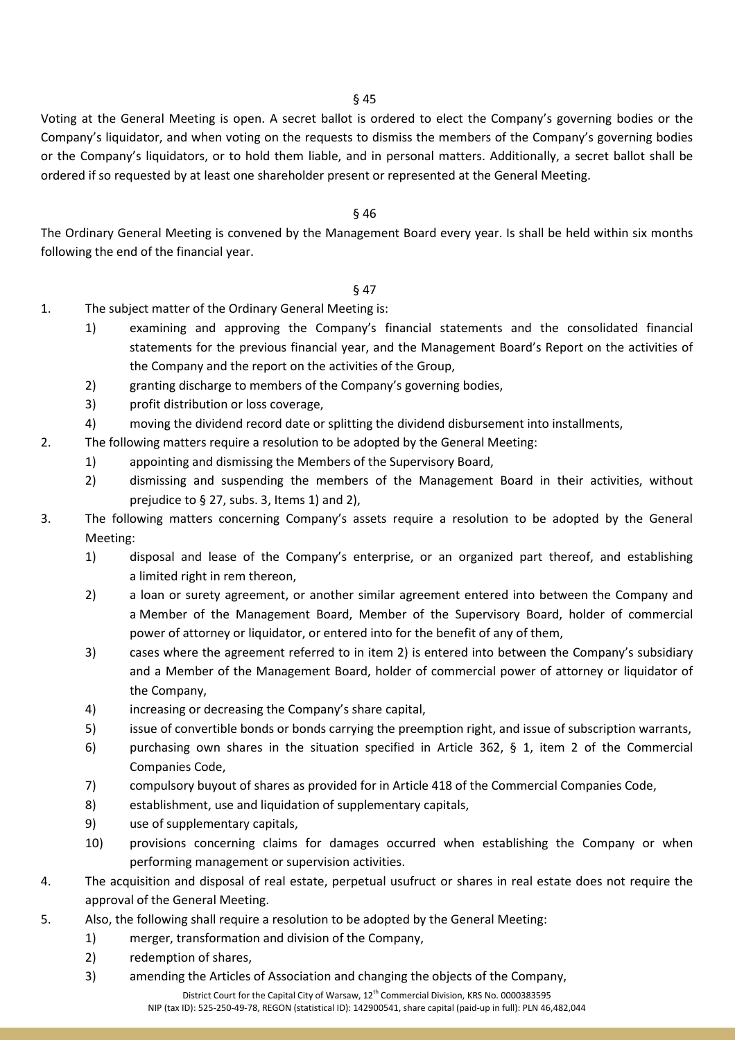§ 45

Voting at the General Meeting is open. A secret ballot is ordered to elect the Company's governing bodies or the Company's liquidator, and when voting on the requests to dismiss the members of the Company's governing bodies or the Company's liquidators, or to hold them liable, and in personal matters. Additionally, a secret ballot shall be ordered if so requested by at least one shareholder present or represented at the General Meeting.

§ 46

The Ordinary General Meeting is convened by the Management Board every year. Is shall be held within six months following the end of the financial year.

§ 47

1. The subject matter of the Ordinary General Meeting is:
   1) examining and approving the Company's financial statements and the consolidated financial statements for the previous financial year, and the Management Board's Report on the activities of the Company and the report on the activities of the Group,
   2) granting discharge to members of the Company's governing bodies,
   3) profit distribution or loss coverage,
   4) moving the dividend record date or splitting the dividend disbursement into installments,
2. The following matters require a resolution to be adopted by the General Meeting:
   1) appointing and dismissing the Members of the Supervisory Board,
   2) dismissing and suspending the members of the Management Board in their activities, without prejudice to § 27, subs. 3, Items 1) and 2),
3. The following matters concerning Company's assets require a resolution to be adopted by the General Meeting:
   1) disposal and lease of the Company's enterprise, or an organized part thereof, and establishing a limited right in rem thereon,
   2) a loan or surety agreement, or another similar agreement entered into between the Company and a Member of the Management Board, Member of the Supervisory Board, holder of commercial power of attorney or liquidator, or entered into for the benefit of any of them,
   3) cases where the agreement referred to in item 2) is entered into between the Company's subsidiary and a Member of the Management Board, holder of commercial power of attorney or liquidator of the Company,
   4) increasing or decreasing the Company's share capital,
   5) issue of convertible bonds or bonds carrying the preemption right, and issue of subscription warrants,
   6) purchasing own shares in the situation specified in Article 362, § 1, item 2 of the Commercial Companies Code,
   7) compulsory buyout of shares as provided for in Article 418 of the Commercial Companies Code,
   8) establishment, use and liquidation of supplementary capitals,
   9) use of supplementary capitals,
   10) provisions concerning claims for damages occurred when establishing the Company or when performing management or supervision activities.
4. The acquisition and disposal of real estate, perpetual usufruct or shares in real estate does not require the approval of the General Meeting.
5. Also, the following shall require a resolution to be adopted by the General Meeting:
   1) merger, transformation and division of the Company,
   2) redemption of shares,
   3) amending the Articles of Association and changing the objects of the Company,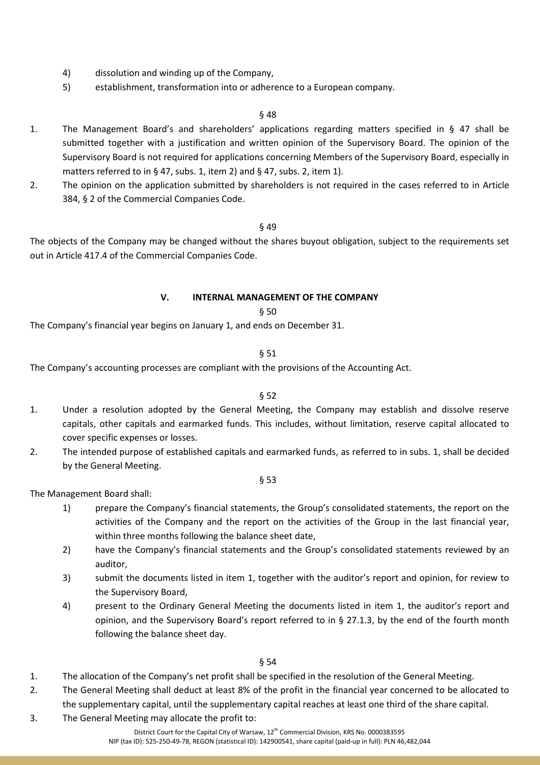4) dissolution and winding up of the Company,
5) establishment, transformation into or adherence to a European company.

§ 48

1. The Management Board's and shareholders' applications regarding matters specified in § 47 shall be submitted together with a justification and written opinion of the Supervisory Board. The opinion of the Supervisory Board is not required for applications concerning Members of the Supervisory Board, especially in matters referred to in § 47, subs. 1, item 2) and § 47, subs. 2, item 1).
2. The opinion on the application submitted by shareholders is not required in the cases referred to in Article 384, § 2 of the Commercial Companies Code.

§ 49

The objects of the Company may be changed without the shares buyout obligation, subject to the requirements set out in Article 417.4 of the Commercial Companies Code.

## V. INTERNAL MANAGEMENT OF THE COMPANY

§ 50

The Company's financial year begins on January 1, and ends on December 31.

§ 51

The Company's accounting processes are compliant with the provisions of the Accounting Act.

§ 52

1. Under a resolution adopted by the General Meeting, the Company may establish and dissolve reserve capitals, other capitals and earmarked funds. This includes, without limitation, reserve capital allocated to cover specific expenses or losses.
2. The intended purpose of established capitals and earmarked funds, as referred to in subs. 1, shall be decided by the General Meeting.

§ 53

The Management Board shall:

1) prepare the Company's financial statements, the Group's consolidated statements, the report on the activities of the Company and the report on the activities of the Group in the last financial year, within three months following the balance sheet date,
2) have the Company's financial statements and the Group's consolidated statements reviewed by an auditor,
3) submit the documents listed in item 1, together with the auditor's report and opinion, for review to the Supervisory Board,
4) present to the Ordinary General Meeting the documents listed in item 1, the auditor's report and opinion, and the Supervisory Board's report referred to in § 27.1.3, by the end of the fourth month following the balance sheet day.

§ 54

1. The allocation of the Company's net profit shall be specified in the resolution of the General Meeting.
2. The General Meeting shall deduct at least 8% of the profit in the financial year concerned to be allocated to the supplementary capital, until the supplementary capital reaches at least one third of the share capital.
3. The General Meeting may allocate the profit to: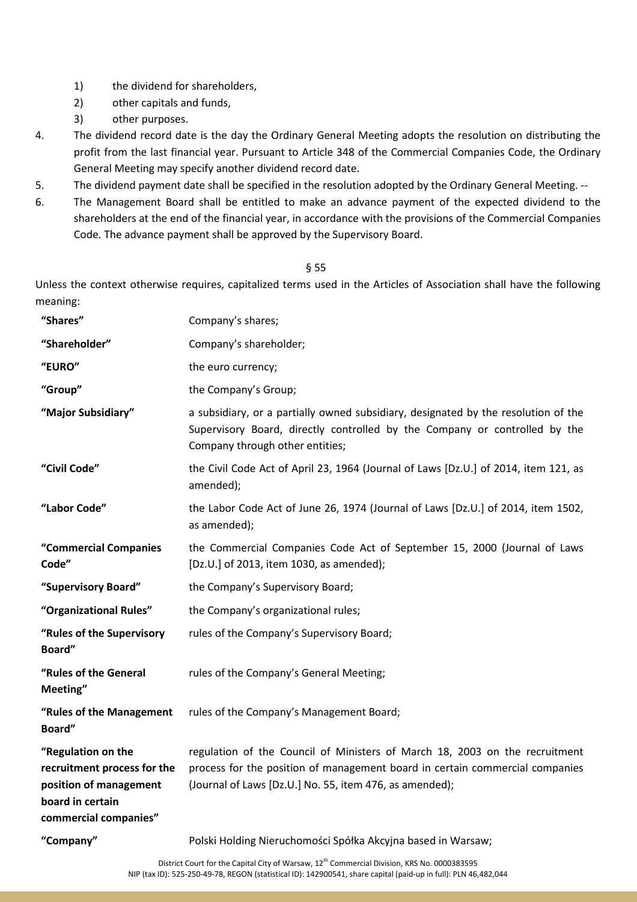1) the dividend for shareholders,
2) other capitals and funds,
3) other purposes.

4. The dividend record date is the day the Ordinary General Meeting adopts the resolution on distributing the profit from the last financial year. Pursuant to Article 348 of the Commercial Companies Code, the Ordinary General Meeting may specify another dividend record date.
5. The dividend payment date shall be specified in the resolution adopted by the Ordinary General Meeting. --
6. The Management Board shall be entitled to make an advance payment of the expected dividend to the shareholders at the end of the financial year, in accordance with the provisions of the Commercial Companies Code. The advance payment shall be approved by the Supervisory Board.

§ 55

Unless the context otherwise requires, capitalized terms used in the Articles of Association shall have the following meaning:

| | |
|---|---|
| **"Shares"** | Company's shares; |
| **"Shareholder"** | Company's shareholder; |
| **"EURO"** | the euro currency; |
| **"Group"** | the Company's Group; |
| **"Major Subsidiary"** | a subsidiary, or a partially owned subsidiary, designated by the resolution of the Supervisory Board, directly controlled by the Company or controlled by the Company through other entities; |
| **"Civil Code"** | the Civil Code Act of April 23, 1964 (Journal of Laws [Dz.U.] of 2014, item 121, as amended); |
| **"Labor Code"** | the Labor Code Act of June 26, 1974 (Journal of Laws [Dz.U.] of 2014, item 1502, as amended); |
| **"Commercial Companies Code"** | the Commercial Companies Code Act of September 15, 2000 (Journal of Laws [Dz.U.] of 2013, item 1030, as amended); |
| **"Supervisory Board"** | the Company's Supervisory Board; |
| **"Organizational Rules"** | the Company's organizational rules; |
| **"Rules of the Supervisory Board"** | rules of the Company's Supervisory Board; |
| **"Rules of the General Meeting"** | rules of the Company's General Meeting; |
| **"Rules of the Management Board"** | rules of the Company's Management Board; |
| **"Regulation on the recruitment process for the position of management board in certain commercial companies"** | regulation of the Council of Ministers of March 18, 2003 on the recruitment process for the position of management board in certain commercial companies (Journal of Laws [Dz.U.] No. 55, item 476, as amended); |
| **"Company"** | Polski Holding Nieruchomości Spółka Akcyjna based in Warsaw; |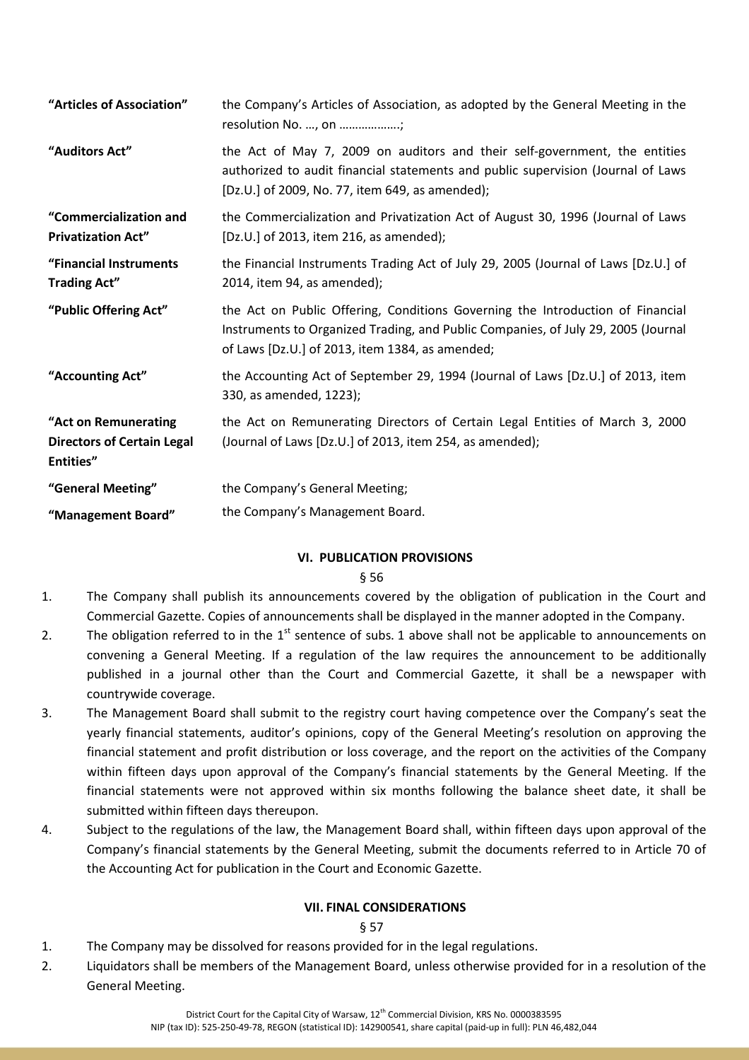| | |
|---|---|
| **"Articles of Association"** | the Company's Articles of Association, as adopted by the General Meeting in the resolution No. …, on ……………….; |
| **"Auditors Act"** | the Act of May 7, 2009 on auditors and their self-government, the entities authorized to audit financial statements and public supervision (Journal of Laws [Dz.U.] of 2009, No. 77, item 649, as amended); |
| **"Commercialization and Privatization Act"** | the Commercialization and Privatization Act of August 30, 1996 (Journal of Laws [Dz.U.] of 2013, item 216, as amended); |
| **"Financial Instruments Trading Act"** | the Financial Instruments Trading Act of July 29, 2005 (Journal of Laws [Dz.U.] of 2014, item 94, as amended); |
| **"Public Offering Act"** | the Act on Public Offering, Conditions Governing the Introduction of Financial Instruments to Organized Trading, and Public Companies, of July 29, 2005 (Journal of Laws [Dz.U.] of 2013, item 1384, as amended; |
| **"Accounting Act"** | the Accounting Act of September 29, 1994 (Journal of Laws [Dz.U.] of 2013, item 330, as amended, 1223); |
| **"Act on Remunerating Directors of Certain Legal Entities"** | the Act on Remunerating Directors of Certain Legal Entities of March 3, 2000 (Journal of Laws [Dz.U.] of 2013, item 254, as amended); |
| **"General Meeting"** | the Company's General Meeting; |
| **"Management Board"** | the Company's Management Board. |

## VI. PUBLICATION PROVISIONS

§ 56

1. The Company shall publish its announcements covered by the obligation of publication in the Court and Commercial Gazette. Copies of announcements shall be displayed in the manner adopted in the Company.
2. The obligation referred to in the 1st sentence of subs. 1 above shall not be applicable to announcements on convening a General Meeting. If a regulation of the law requires the announcement to be additionally published in a journal other than the Court and Commercial Gazette, it shall be a newspaper with countrywide coverage.
3. The Management Board shall submit to the registry court having competence over the Company's seat the yearly financial statements, auditor's opinions, copy of the General Meeting's resolution on approving the financial statement and profit distribution or loss coverage, and the report on the activities of the Company within fifteen days upon approval of the Company's financial statements by the General Meeting. If the financial statements were not approved within six months following the balance sheet date, it shall be submitted within fifteen days thereupon.
4. Subject to the regulations of the law, the Management Board shall, within fifteen days upon approval of the Company's financial statements by the General Meeting, submit the documents referred to in Article 70 of the Accounting Act for publication in the Court and Economic Gazette.

## VII. FINAL CONSIDERATIONS

§ 57

1. The Company may be dissolved for reasons provided for in the legal regulations.
2. Liquidators shall be members of the Management Board, unless otherwise provided for in a resolution of the General Meeting.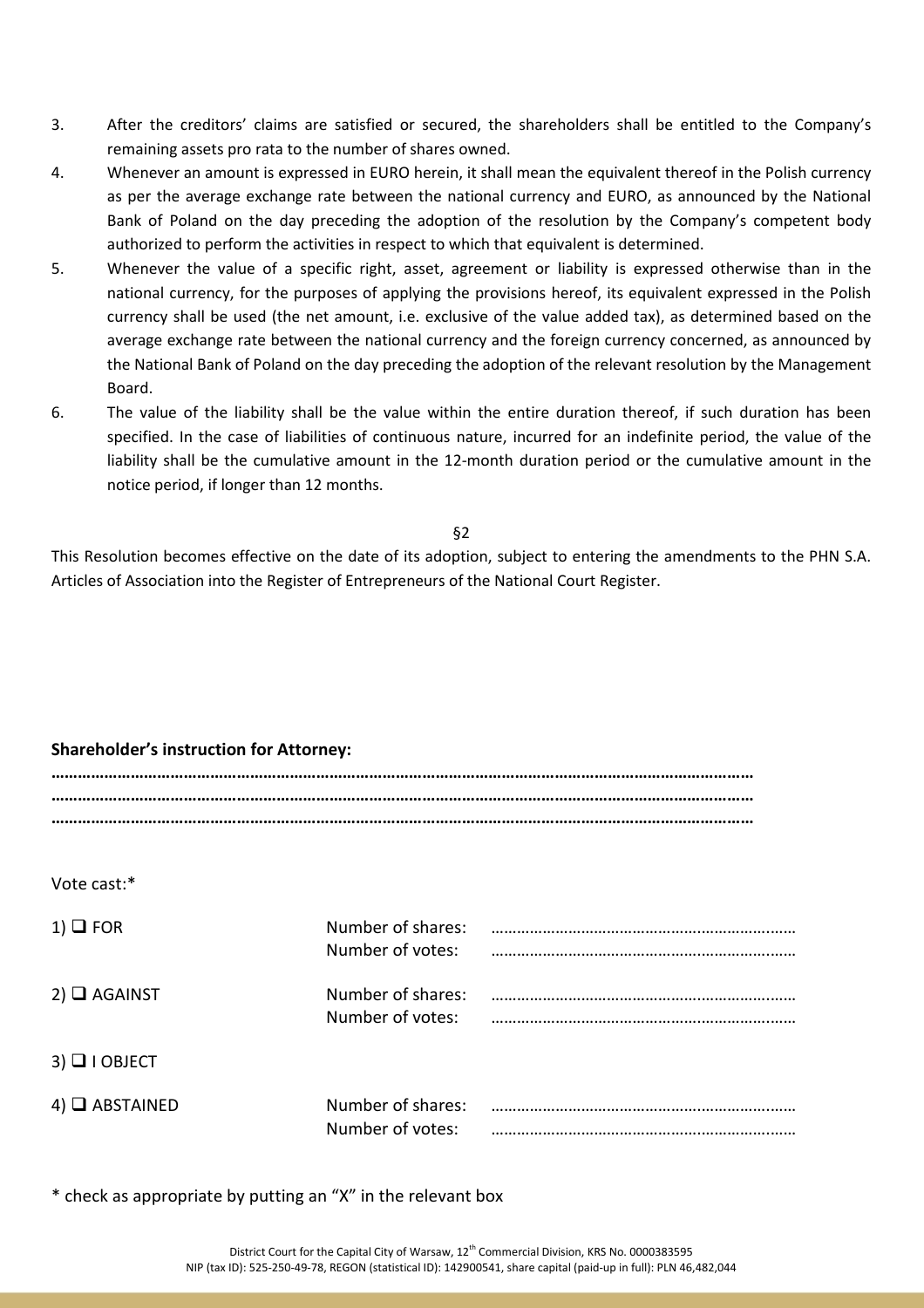3. After the creditors' claims are satisfied or secured, the shareholders shall be entitled to the Company's remaining assets pro rata to the number of shares owned.
4. Whenever an amount is expressed in EURO herein, it shall mean the equivalent thereof in the Polish currency as per the average exchange rate between the national currency and EURO, as announced by the National Bank of Poland on the day preceding the adoption of the resolution by the Company's competent body authorized to perform the activities in respect to which that equivalent is determined.
5. Whenever the value of a specific right, asset, agreement or liability is expressed otherwise than in the national currency, for the purposes of applying the provisions hereof, its equivalent expressed in the Polish currency shall be used (the net amount, i.e. exclusive of the value added tax), as determined based on the average exchange rate between the national currency and the foreign currency concerned, as announced by the National Bank of Poland on the day preceding the adoption of the relevant resolution by the Management Board.
6. The value of the liability shall be the value within the entire duration thereof, if such duration has been specified. In the case of liabilities of continuous nature, incurred for an indefinite period, the value of the liability shall be the cumulative amount in the 12-month duration period or the cumulative amount in the notice period, if longer than 12 months.

§2

This Resolution becomes effective on the date of its adoption, subject to entering the amendments to the PHN S.A. Articles of Association into the Register of Entrepreneurs of the National Court Register.

**Shareholder's instruction for Attorney:**

**……………………………………………………………………………………………………………………………………**
**……………………………………………………………………………………………………………………………………**
**……………………………………………………………………………………………………………………………………**

Vote cast:*

1) ❑ FOR — Number of shares: ……………………………………………………… Number of votes: ………………………………………………………

2) ❑ AGAINST — Number of shares: ……………………………………………………… Number of votes: ………………………………………………………

3) ❑ I OBJECT

4) ❑ ABSTAINED — Number of shares: ……………………………………………………… Number of votes: ………………………………………………………

* check as appropriate by putting an "X" in the relevant box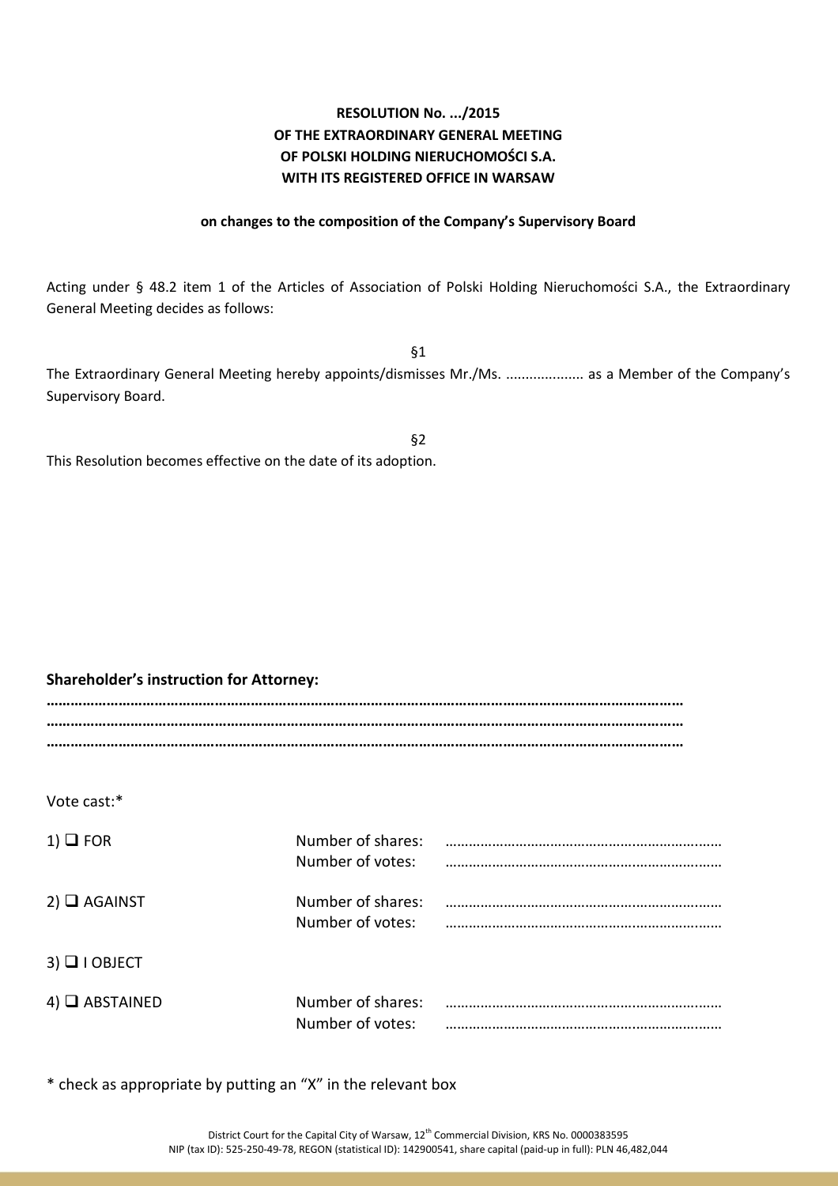**RESOLUTION No. .../2015**
**OF THE EXTRAORDINARY GENERAL MEETING**
**OF POLSKI HOLDING NIERUCHOMOŚCI S.A.**
**WITH ITS REGISTERED OFFICE IN WARSAW**

**on changes to the composition of the Company's Supervisory Board**

Acting under § 48.2 item 1 of the Articles of Association of Polski Holding Nieruchomości S.A., the Extraordinary General Meeting decides as follows:

§1

The Extraordinary General Meeting hereby appoints/dismisses Mr./Ms. .................... as a Member of the Company's Supervisory Board.

§2

This Resolution becomes effective on the date of its adoption.

**Shareholder's instruction for Attorney:**

**……………………………………………………………………………………………………………………………………………**
**……………………………………………………………………………………………………………………………………………**
**……………………………………………………………………………………………………………………………………………**

Vote cast:*

| | | |
|---|---|---|
| 1) ❑ FOR | Number of shares:<br>Number of votes: | ……………………………………………………………<br>…………………………………………………………… |
| 2) ❑ AGAINST | Number of shares:<br>Number of votes: | ……………………………………………………………<br>…………………………………………………………… |
| 3) ❑ I OBJECT | | |
| 4) ❑ ABSTAINED | Number of shares:<br>Number of votes: | ……………………………………………………………<br>…………………………………………………………… |

* check as appropriate by putting an "X" in the relevant box

District Court for the Capital City of Warsaw, 12th Commercial Division, KRS No. 0000383595
NIP (tax ID): 525-250-49-78, REGON (statistical ID): 142900541, share capital (paid-up in full): PLN 46,482,044